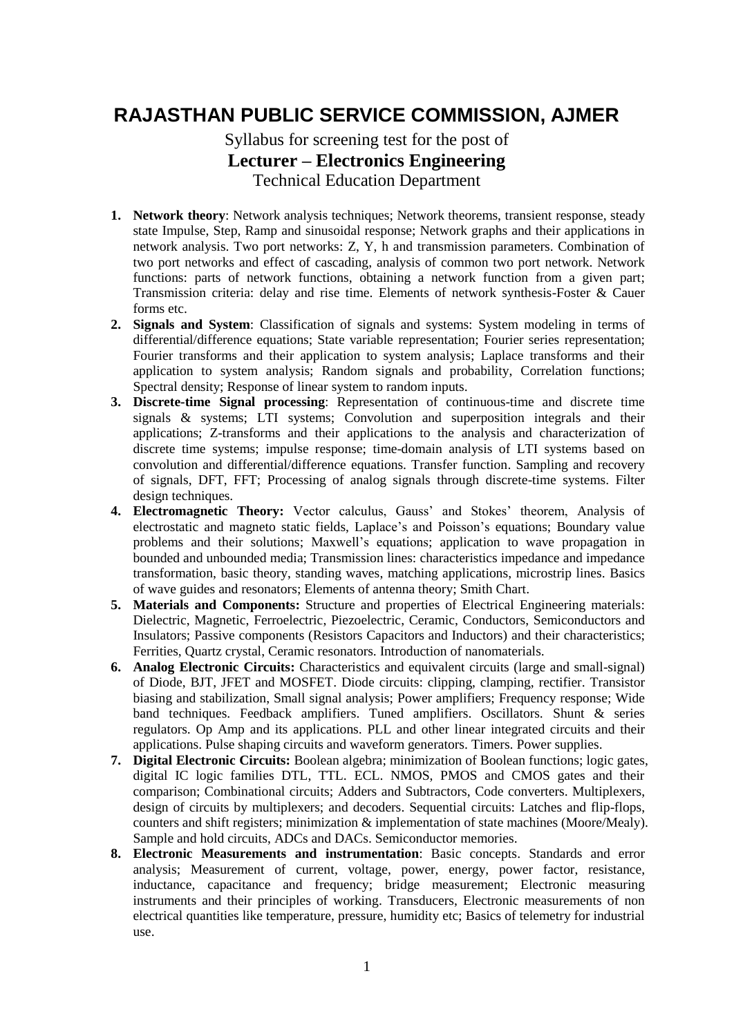# RAJASTHAN PUBLIC SERVICE COMMISSION, AJMER

Syllabus for screening test for the post of

**Lecturer – Electronics Engineering**

Technical Education Department

1. **Network theory**: Network analysis techniques; Network theorems, transient response, steady state Impulse, Step, Ramp and sinusoidal response; Network graphs and their applications in network analysis. Two port networks: Z, Y, h and transmission parameters. Combination of two port networks and effect of cascading, analysis of common two port network. Network functions: parts of network functions, obtaining a network function from a given part; Transmission criteria: delay and rise time. Elements of network synthesis-Foster & Cauer forms etc.
2. **Signals and System**: Classification of signals and systems: System modeling in terms of differential/difference equations; State variable representation; Fourier series representation; Fourier transforms and their application to system analysis; Laplace transforms and their application to system analysis; Random signals and probability, Correlation functions; Spectral density; Response of linear system to random inputs.
3. **Discrete-time Signal processing**: Representation of continuous-time and discrete time signals & systems; LTI systems; Convolution and superposition integrals and their applications; Z-transforms and their applications to the analysis and characterization of discrete time systems; impulse response; time-domain analysis of LTI systems based on convolution and differential/difference equations. Transfer function. Sampling and recovery of signals, DFT, FFT; Processing of analog signals through discrete-time systems. Filter design techniques.
4. **Electromagnetic Theory:** Vector calculus, Gauss' and Stokes' theorem, Analysis of electrostatic and magneto static fields, Laplace's and Poisson's equations; Boundary value problems and their solutions; Maxwell's equations; application to wave propagation in bounded and unbounded media; Transmission lines: characteristics impedance and impedance transformation, basic theory, standing waves, matching applications, microstrip lines. Basics of wave guides and resonators; Elements of antenna theory; Smith Chart.
5. **Materials and Components:** Structure and properties of Electrical Engineering materials: Dielectric, Magnetic, Ferroelectric, Piezoelectric, Ceramic, Conductors, Semiconductors and Insulators; Passive components (Resistors Capacitors and Inductors) and their characteristics; Ferrities, Quartz crystal, Ceramic resonators. Introduction of nanomaterials.
6. **Analog Electronic Circuits:** Characteristics and equivalent circuits (large and small-signal) of Diode, BJT, JFET and MOSFET. Diode circuits: clipping, clamping, rectifier. Transistor biasing and stabilization, Small signal analysis; Power amplifiers; Frequency response; Wide band techniques. Feedback amplifiers. Tuned amplifiers. Oscillators. Shunt & series regulators. Op Amp and its applications. PLL and other linear integrated circuits and their applications. Pulse shaping circuits and waveform generators. Timers. Power supplies.
7. **Digital Electronic Circuits:** Boolean algebra; minimization of Boolean functions; logic gates, digital IC logic families DTL, TTL. ECL. NMOS, PMOS and CMOS gates and their comparison; Combinational circuits; Adders and Subtractors, Code converters. Multiplexers, design of circuits by multiplexers; and decoders. Sequential circuits: Latches and flip-flops, counters and shift registers; minimization & implementation of state machines (Moore/Mealy). Sample and hold circuits, ADCs and DACs. Semiconductor memories.
8. **Electronic Measurements and instrumentation**: Basic concepts. Standards and error analysis; Measurement of current, voltage, power, energy, power factor, resistance, inductance, capacitance and frequency; bridge measurement; Electronic measuring instruments and their principles of working. Transducers, Electronic measurements of non electrical quantities like temperature, pressure, humidity etc; Basics of telemetry for industrial use.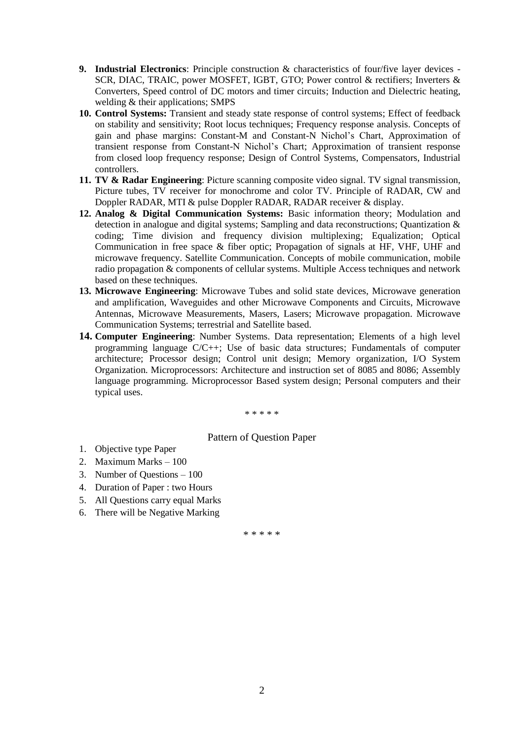9. **Industrial Electronics**: Principle construction & characteristics of four/five layer devices - SCR, DIAC, TRAIC, power MOSFET, IGBT, GTO; Power control & rectifiers; Inverters & Converters, Speed control of DC motors and timer circuits; Induction and Dielectric heating, welding & their applications; SMPS
10. **Control Systems:** Transient and steady state response of control systems; Effect of feedback on stability and sensitivity; Root locus techniques; Frequency response analysis. Concepts of gain and phase margins: Constant-M and Constant-N Nichol's Chart, Approximation of transient response from Constant-N Nichol's Chart; Approximation of transient response from closed loop frequency response; Design of Control Systems, Compensators, Industrial controllers.
11. **TV & Radar Engineering**: Picture scanning composite video signal. TV signal transmission, Picture tubes, TV receiver for monochrome and color TV. Principle of RADAR, CW and Doppler RADAR, MTI & pulse Doppler RADAR, RADAR receiver & display.
12. **Analog & Digital Communication Systems:** Basic information theory; Modulation and detection in analogue and digital systems; Sampling and data reconstructions; Quantization & coding; Time division and frequency division multiplexing; Equalization; Optical Communication in free space & fiber optic; Propagation of signals at HF, VHF, UHF and microwave frequency. Satellite Communication. Concepts of mobile communication, mobile radio propagation & components of cellular systems. Multiple Access techniques and network based on these techniques.
13. **Microwave Engineering**: Microwave Tubes and solid state devices, Microwave generation and amplification, Waveguides and other Microwave Components and Circuits, Microwave Antennas, Microwave Measurements, Masers, Lasers; Microwave propagation. Microwave Communication Systems; terrestrial and Satellite based.
14. **Computer Engineering**: Number Systems. Data representation; Elements of a high level programming language C/C++; Use of basic data structures; Fundamentals of computer architecture; Processor design; Control unit design; Memory organization, I/O System Organization. Microprocessors: Architecture and instruction set of 8085 and 8086; Assembly language programming. Microprocessor Based system design; Personal computers and their typical uses.

\* \* \* \* \*

## Pattern of Question Paper

1. Objective type Paper
2. Maximum Marks – 100
3. Number of Questions – 100
4. Duration of Paper : two Hours
5. All Questions carry equal Marks
6. There will be Negative Marking

\* \* \* \* \*